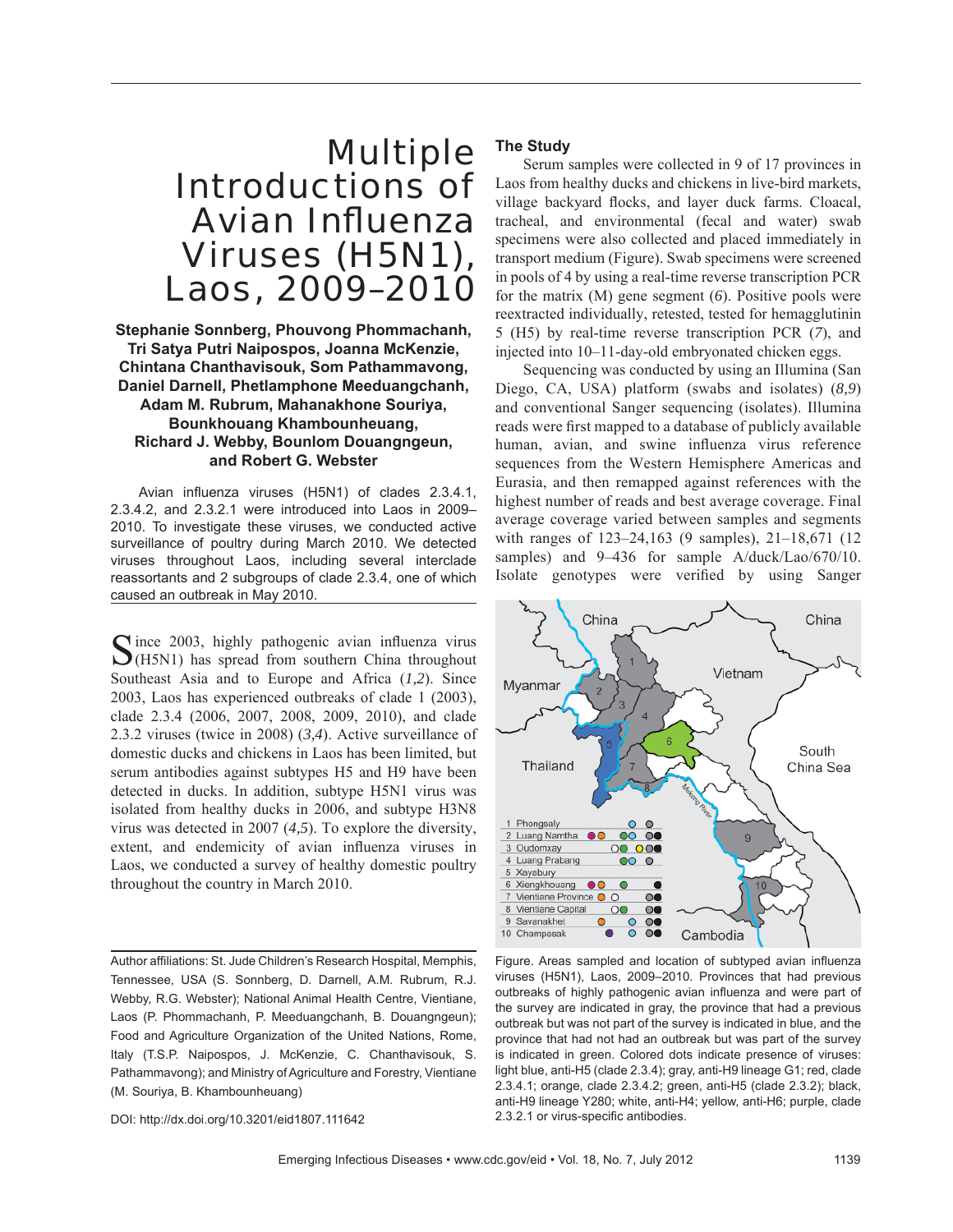# Multiple Introductions of Avian Influenza Viruses (H5N1), Laos, 2009–2010

**Stephanie Sonnberg, Phouvong Phommachanh, Tri Satya Putri Naipospos, Joanna McKenzie, Chintana Chanthavisouk, Som Pathammavong, Daniel Darnell, Phetlamphone Meeduangchanh, Adam M. Rubrum, Mahanakhone Souriya, Bounkhouang Khambounheuang, Richard J. Webby, Bounlom Douangngeun, and Robert G. Webster**

Avian influenza viruses (H5N1) of clades 2.3.4.1, 2.3.4.2, and 2.3.2.1 were introduced into Laos in 2009–2010. To investigate these viruses, we conducted active surveillance of poultry during March 2010. We detected viruses throughout Laos, including several interclade reassortants and 2 subgroups of clade 2.3.4, one of which caused an outbreak in May 2010.

Since 2003, highly pathogenic avian influenza virus (H5N1) has spread from southern China throughout Southeast Asia and to Europe and Africa (*1,2*). Since 2003, Laos has experienced outbreaks of clade 1 (2003), clade 2.3.4 (2006, 2007, 2008, 2009, 2010), and clade 2.3.2 viruses (twice in 2008) (*3,4*). Active surveillance of domestic ducks and chickens in Laos has been limited, but serum antibodies against subtypes H5 and H9 have been detected in ducks. In addition, subtype H5N1 virus was isolated from healthy ducks in 2006, and subtype H3N8 virus was detected in 2007 (*4,5*). To explore the diversity, extent, and endemicity of avian influenza viruses in Laos, we conducted a survey of healthy domestic poultry throughout the country in March 2010.

Author affiliations: St. Jude Children's Research Hospital, Memphis, Tennessee, USA (S. Sonnberg, D. Darnell, A.M. Rubrum, R.J. Webby, R.G. Webster); National Animal Health Centre, Vientiane, Laos (P. Phommachanh, P. Meeduangchanh, B. Douangngeun); Food and Agriculture Organization of the United Nations, Rome, Italy (T.S.P. Naipospos, J. McKenzie, C. Chanthavisouk, S. Pathammavong); and Ministry of Agriculture and Forestry, Vientiane (M. Souriya, B. Khambounheuang)

DOI: http://dx.doi.org/10.3201/eid1807.111642

## The Study

Serum samples were collected in 9 of 17 provinces in Laos from healthy ducks and chickens in live-bird markets, village backyard flocks, and layer duck farms. Cloacal, tracheal, and environmental (fecal and water) swab specimens were also collected and placed immediately in transport medium (Figure). Swab specimens were screened in pools of 4 by using a real-time reverse transcription PCR for the matrix (M) gene segment (*6*). Positive pools were reextracted individually, retested, tested for hemagglutinin 5 (H5) by real-time reverse transcription PCR (*7*), and injected into 10–11-day-old embryonated chicken eggs.

Sequencing was conducted by using an Illumina (San Diego, CA, USA) platform (swabs and isolates) (*8,9*) and conventional Sanger sequencing (isolates). Illumina reads were first mapped to a database of publicly available human, avian, and swine influenza virus reference sequences from the Western Hemisphere Americas and Eurasia, and then remapped against references with the highest number of reads and best average coverage. Final average coverage varied between samples and segments with ranges of 123–24,163 (9 samples), 21–18,671 (12 samples) and 9–436 for sample A/duck/Lao/670/10. Isolate genotypes were verified by using Sanger

Figure. Areas sampled and location of subtyped avian influenza viruses (H5N1), Laos, 2009–2010. Provinces that had previous outbreaks of highly pathogenic avian influenza and were part of the survey are indicated in gray, the province that had a previous outbreak but was not part of the survey is indicated in blue, and the province that had not had an outbreak but was part of the survey is indicated in green. Colored dots indicate presence of viruses: light blue, anti-H5 (clade 2.3.4); gray, anti-H9 lineage G1; red, clade 2.3.4.1; orange, clade 2.3.4.2; green, anti-H5 (clade 2.3.2); black, anti-H9 lineage Y280; white, anti-H4; yellow, anti-H6; purple, clade 2.3.2.1 or virus-specific antibodies.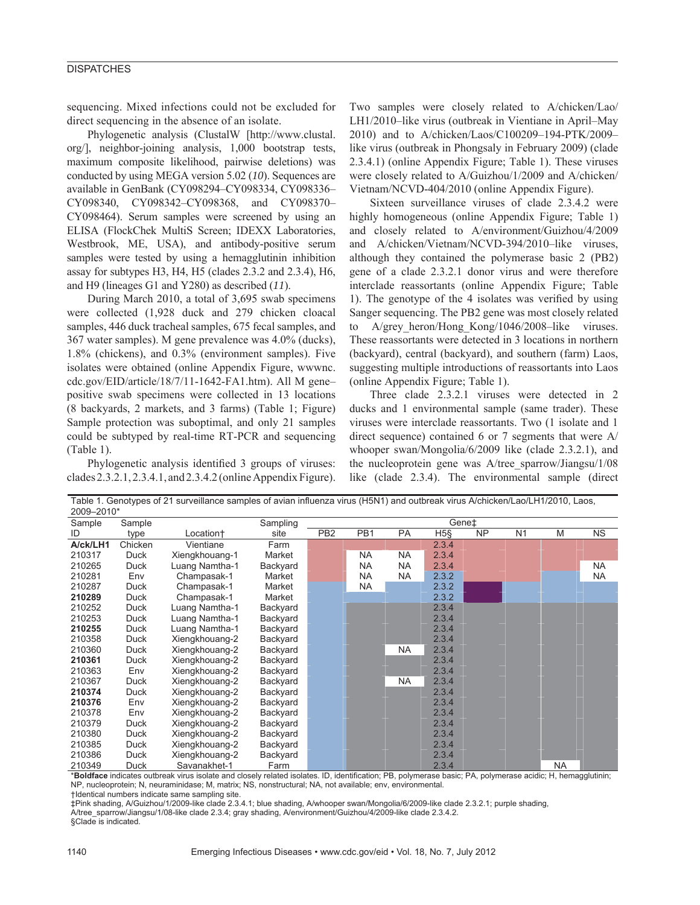sequencing. Mixed infections could not be excluded for direct sequencing in the absence of an isolate.

Phylogenetic analysis (ClustalW [http://www.clustal.org/], neighbor-joining analysis, 1,000 bootstrap tests, maximum composite likelihood, pairwise deletions) was conducted by using MEGA version 5.02 (*10*). Sequences are available in GenBank (CY098294–CY098334, CY098336–CY098340, CY098342–CY098368, and CY098370–CY098464). Serum samples were screened by using an ELISA (FlockChek MultiS Screen; IDEXX Laboratories, Westbrook, ME, USA), and antibody-positive serum samples were tested by using a hemagglutinin inhibition assay for subtypes H3, H4, H5 (clades 2.3.2 and 2.3.4), H6, and H9 (lineages G1 and Y280) as described (*11*).

During March 2010, a total of 3,695 swab specimens were collected (1,928 duck and 279 chicken cloacal samples, 446 duck tracheal samples, 675 fecal samples, and 367 water samples). M gene prevalence was 4.0% (ducks), 1.8% (chickens), and 0.3% (environment samples). Five isolates were obtained (online Appendix Figure, wwwnc.cdc.gov/EID/article/18/7/11-1642-FA1.htm). All M gene–positive swab specimens were collected in 13 locations (8 backyards, 2 markets, and 3 farms) (Table 1; Figure) Sample protection was suboptimal, and only 21 samples could be subtyped by real-time RT-PCR and sequencing (Table 1).

Phylogenetic analysis identified 3 groups of viruses: clades 2.3.2.1, 2.3.4.1, and 2.3.4.2 (online Appendix Figure). Two samples were closely related to A/chicken/Lao/LH1/2010–like virus (outbreak in Vientiane in April–May 2010) and to A/chicken/Laos/C100209–194-PTK/2009–like virus (outbreak in Phongsaly in February 2009) (clade 2.3.4.1) (online Appendix Figure; Table 1). These viruses were closely related to A/Guizhou/1/2009 and A/chicken/Vietnam/NCVD-404/2010 (online Appendix Figure).

Sixteen surveillance viruses of clade 2.3.4.2 were highly homogeneous (online Appendix Figure; Table 1) and closely related to A/environment/Guizhou/4/2009 and A/chicken/Vietnam/NCVD-394/2010–like viruses, although they contained the polymerase basic 2 (PB2) gene of a clade 2.3.2.1 donor virus and were therefore interclade reassortants (online Appendix Figure; Table 1). The genotype of the 4 isolates was verified by using Sanger sequencing. The PB2 gene was most closely related to A/grey_heron/Hong_Kong/1046/2008–like viruses. These reassortants were detected in 3 locations in northern (backyard), central (backyard), and southern (farm) Laos, suggesting multiple introductions of reassortants into Laos (online Appendix Figure; Table 1).

Three clade 2.3.2.1 viruses were detected in 2 ducks and 1 environmental sample (same trader). These viruses were interclade reassortants. Two (1 isolate and 1 direct sequence) contained 6 or 7 segments that were A/whooper swan/Mongolia/6/2009 like (clade 2.3.2.1), and the nucleoprotein gene was A/tree_sparrow/Jiangsu/1/08 like (clade 2.3.4). The environmental sample (direct

Table 1. Genotypes of 21 surveillance samples of avian influenza virus (H5N1) and outbreak virus A/chicken/Lao/LH1/2010, Laos, 2009–2010*

| Sample ID | Sample type | Location† | Sampling site | PB2 | PB1 | PA | H5§ | NP | N1 | M | NS |
|---|---|---|---|---|---|---|---|---|---|---|---|
| **A/ck/LH1** | Chicken | Vientiane | Farm | | | | 2.3.4 | | | | |
| 210317 | Duck | Xiengkhouang-1 | Market | | NA | NA | 2.3.4 | | | | |
| 210265 | Duck | Luang Namtha-1 | Backyard | | NA | NA | 2.3.4 | | | | NA |
| 210281 | Env | Champasak-1 | Market | | NA | NA | 2.3.2 | | | | NA |
| 210287 | Duck | Champasak-1 | Market | | NA | | 2.3.2 | | | | |
| **210289** | Duck | Champasak-1 | Market | | | | 2.3.2 | | | | |
| 210252 | Duck | Luang Namtha-1 | Backyard | | | | 2.3.4 | | | | |
| 210253 | Duck | Luang Namtha-1 | Backyard | | | | 2.3.4 | | | | |
| **210255** | Duck | Luang Namtha-1 | Backyard | | | | 2.3.4 | | | | |
| 210358 | Duck | Xiengkhouang-2 | Backyard | | | | 2.3.4 | | | | |
| 210360 | Duck | Xiengkhouang-2 | Backyard | | | NA | 2.3.4 | | | | |
| **210361** | Duck | Xiengkhouang-2 | Backyard | | | | 2.3.4 | | | | |
| 210363 | Env | Xiengkhouang-2 | Backyard | | | | 2.3.4 | | | | |
| 210367 | Duck | Xiengkhouang-2 | Backyard | | | NA | 2.3.4 | | | | |
| **210374** | Duck | Xiengkhouang-2 | Backyard | | | | 2.3.4 | | | | |
| **210376** | Env | Xiengkhouang-2 | Backyard | | | | 2.3.4 | | | | |
| 210378 | Env | Xiengkhouang-2 | Backyard | | | | 2.3.4 | | | | |
| 210379 | Duck | Xiengkhouang-2 | Backyard | | | | 2.3.4 | | | | |
| 210380 | Duck | Xiengkhouang-2 | Backyard | | | | 2.3.4 | | | | |
| 210385 | Duck | Xiengkhouang-2 | Backyard | | | | 2.3.4 | | | | |
| 210386 | Duck | Xiengkhouang-2 | Backyard | | | | 2.3.4 | | | | |
| 210349 | Duck | Savanakhet-1 | Farm | | | | 2.3.4 | | | NA | |

*Boldface indicates outbreak virus isolate and closely related isolates. ID, identification; PB, polymerase basic; PA, polymerase acidic; H, hemagglutinin; NP, nucleoprotein; N, neuraminidase; M, matrix; NS, nonstructural; NA, not available; env, environmental.
†Identical numbers indicate same sampling site.
‡Pink shading, A/Guizhou/1/2009-like clade 2.3.4.1; blue shading, A/whooper swan/Mongolia/6/2009-like clade 2.3.2.1; purple shading, A/tree_sparrow/Jiangsu/1/08-like clade 2.3.4; gray shading, A/environment/Guizhou/4/2009-like clade 2.3.4.2.
§Clade is indicated.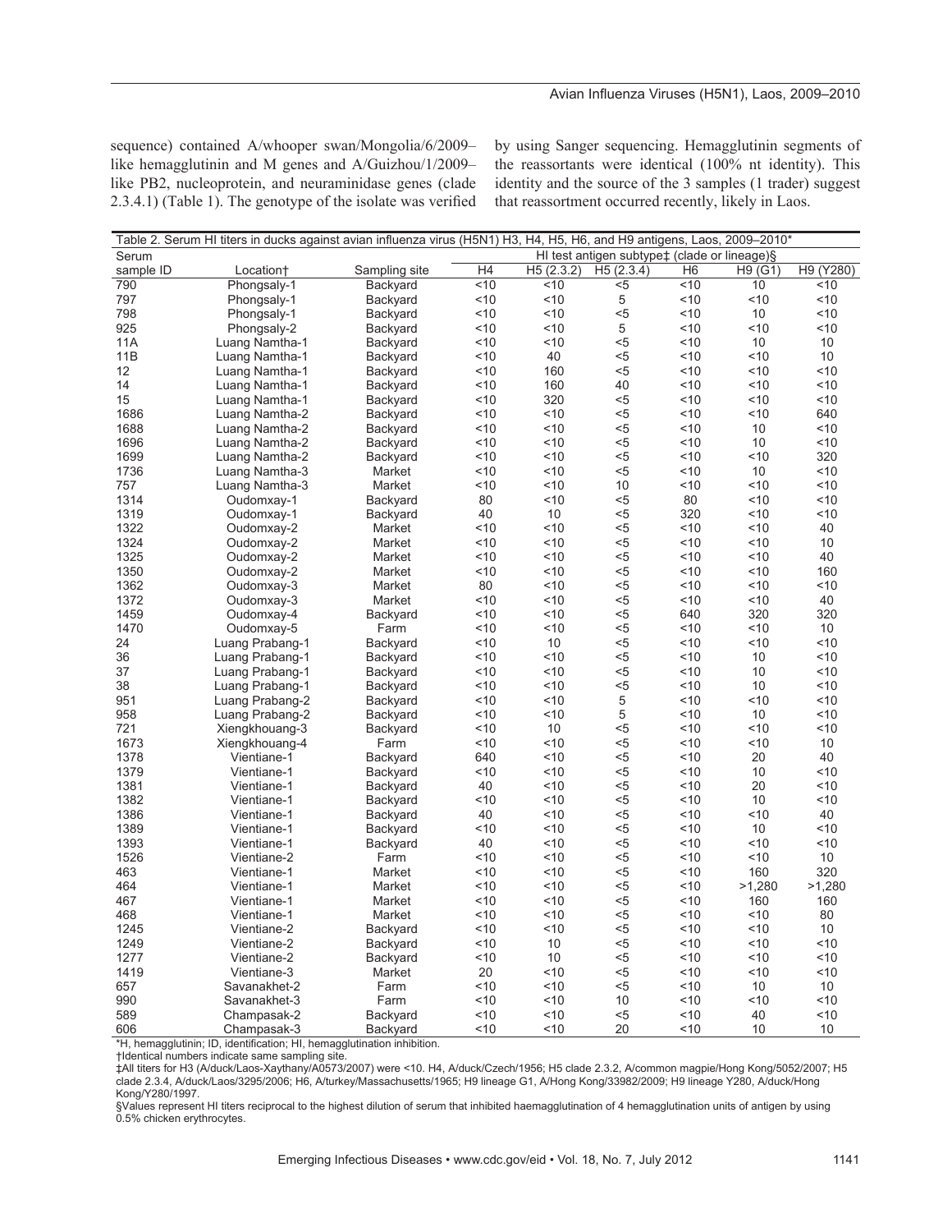sequence) contained A/whooper swan/Mongolia/6/2009–like hemagglutinin and M genes and A/Guizhou/1/2009–like PB2, nucleoprotein, and neuraminidase genes (clade 2.3.4.1) (Table 1). The genotype of the isolate was verified by using Sanger sequencing. Hemagglutinin segments of the reassortants were identical (100% nt identity). This identity and the source of the 3 samples (1 trader) suggest that reassortment occurred recently, likely in Laos.

Table 2. Serum HI titers in ducks against avian influenza virus (H5N1) H3, H4, H5, H6, and H9 antigens, Laos, 2009–2010*

| Serum sample ID | Location† | Sampling site | HI test antigen subtype‡ (clade or lineage)§ | | | | | |
|---|---|---|---|---|---|---|---|---|
| | | | H4 | H5 (2.3.2) | H5 (2.3.4) | H6 | H9 (G1) | H9 (Y280) |
| 790 | Phongsaly-1 | Backyard | <10 | <10 | <5 | <10 | 10 | <10 |
| 797 | Phongsaly-1 | Backyard | <10 | <10 | 5 | <10 | <10 | <10 |
| 798 | Phongsaly-1 | Backyard | <10 | <10 | <5 | <10 | 10 | <10 |
| 925 | Phongsaly-2 | Backyard | <10 | <10 | 5 | <10 | <10 | <10 |
| 11A | Luang Namtha-1 | Backyard | <10 | <10 | <5 | <10 | 10 | 10 |
| 11B | Luang Namtha-1 | Backyard | <10 | 40 | <5 | <10 | <10 | 10 |
| 12 | Luang Namtha-1 | Backyard | <10 | 160 | <5 | <10 | <10 | <10 |
| 14 | Luang Namtha-1 | Backyard | <10 | 160 | 40 | <10 | <10 | <10 |
| 15 | Luang Namtha-1 | Backyard | <10 | 320 | <5 | <10 | <10 | <10 |
| 1686 | Luang Namtha-2 | Backyard | <10 | <10 | <5 | <10 | <10 | 640 |
| 1688 | Luang Namtha-2 | Backyard | <10 | <10 | <5 | <10 | 10 | <10 |
| 1696 | Luang Namtha-2 | Backyard | <10 | <10 | <5 | <10 | 10 | <10 |
| 1699 | Luang Namtha-2 | Backyard | <10 | <10 | <5 | <10 | <10 | 320 |
| 1736 | Luang Namtha-3 | Market | <10 | <10 | <5 | <10 | 10 | <10 |
| 757 | Luang Namtha-3 | Market | <10 | <10 | 10 | <10 | <10 | <10 |
| 1314 | Oudomxay-1 | Backyard | 80 | <10 | <5 | 80 | <10 | <10 |
| 1319 | Oudomxay-1 | Backyard | 40 | 10 | <5 | 320 | <10 | <10 |
| 1322 | Oudomxay-2 | Market | <10 | <10 | <5 | <10 | <10 | 40 |
| 1324 | Oudomxay-2 | Market | <10 | <10 | <5 | <10 | <10 | 10 |
| 1325 | Oudomxay-2 | Market | <10 | <10 | <5 | <10 | <10 | 40 |
| 1350 | Oudomxay-2 | Market | <10 | <10 | <5 | <10 | <10 | 160 |
| 1362 | Oudomxay-3 | Market | 80 | <10 | <5 | <10 | <10 | <10 |
| 1372 | Oudomxay-3 | Market | <10 | <10 | <5 | <10 | <10 | 40 |
| 1459 | Oudomxay-4 | Backyard | <10 | <10 | <5 | 640 | 320 | 320 |
| 1470 | Oudomxay-5 | Farm | <10 | <10 | <5 | <10 | <10 | 10 |
| 24 | Luang Prabang-1 | Backyard | <10 | 10 | <5 | <10 | <10 | <10 |
| 36 | Luang Prabang-1 | Backyard | <10 | <10 | <5 | <10 | 10 | <10 |
| 37 | Luang Prabang-1 | Backyard | <10 | <10 | <5 | <10 | 10 | <10 |
| 38 | Luang Prabang-1 | Backyard | <10 | <10 | <5 | <10 | 10 | <10 |
| 951 | Luang Prabang-2 | Backyard | <10 | <10 | 5 | <10 | <10 | <10 |
| 958 | Luang Prabang-2 | Backyard | <10 | <10 | 5 | <10 | 10 | <10 |
| 721 | Xiengkhouang-3 | Backyard | <10 | 10 | <5 | <10 | <10 | <10 |
| 1673 | Xiengkhouang-4 | Farm | <10 | <10 | <5 | <10 | <10 | 10 |
| 1378 | Vientiane-1 | Backyard | 640 | <10 | <5 | <10 | 20 | 40 |
| 1379 | Vientiane-1 | Backyard | <10 | <10 | <5 | <10 | 10 | <10 |
| 1381 | Vientiane-1 | Backyard | 40 | <10 | <5 | <10 | 20 | <10 |
| 1382 | Vientiane-1 | Backyard | <10 | <10 | <5 | <10 | 10 | <10 |
| 1386 | Vientiane-1 | Backyard | 40 | <10 | <5 | <10 | <10 | 40 |
| 1389 | Vientiane-1 | Backyard | <10 | <10 | <5 | <10 | 10 | <10 |
| 1393 | Vientiane-1 | Backyard | 40 | <10 | <5 | <10 | <10 | <10 |
| 1526 | Vientiane-2 | Farm | <10 | <10 | <5 | <10 | <10 | 10 |
| 463 | Vientiane-1 | Market | <10 | <10 | <5 | <10 | 160 | 320 |
| 464 | Vientiane-1 | Market | <10 | <10 | <5 | <10 | >1,280 | >1,280 |
| 467 | Vientiane-1 | Market | <10 | <10 | <5 | <10 | 160 | 160 |
| 468 | Vientiane-1 | Market | <10 | <10 | <5 | <10 | <10 | 80 |
| 1245 | Vientiane-2 | Backyard | <10 | <10 | <5 | <10 | <10 | 10 |
| 1249 | Vientiane-2 | Backyard | <10 | 10 | <5 | <10 | <10 | <10 |
| 1277 | Vientiane-2 | Backyard | <10 | 10 | <5 | <10 | <10 | <10 |
| 1419 | Vientiane-3 | Market | 20 | <10 | <5 | <10 | <10 | <10 |
| 657 | Savanakhet-2 | Farm | <10 | <10 | <5 | <10 | 10 | 10 |
| 990 | Savanakhet-3 | Farm | <10 | <10 | 10 | <10 | <10 | <10 |
| 589 | Champasak-2 | Backyard | <10 | <10 | <5 | <10 | 40 | <10 |
| 606 | Champasak-3 | Backyard | <10 | <10 | 20 | <10 | 10 | 10 |

*H, hemagglutinin; ID, identification; HI, hemagglutination inhibition.
†Identical numbers indicate same sampling site.
‡All titers for H3 (A/duck/Laos-Xaythany/A0573/2007) were <10. H4, A/duck/Czech/1956; H5 clade 2.3.2, A/common magpie/Hong Kong/5052/2007; H5 clade 2.3.4, A/duck/Laos/3295/2006; H6, A/turkey/Massachusetts/1965; H9 lineage G1, A/Hong Kong/33982/2009; H9 lineage Y280, A/duck/Hong Kong/Y280/1997.
§Values represent HI titers reciprocal to the highest dilution of serum that inhibited haemagglutination of 4 hemagglutination units of antigen by using 0.5% chicken erythrocytes.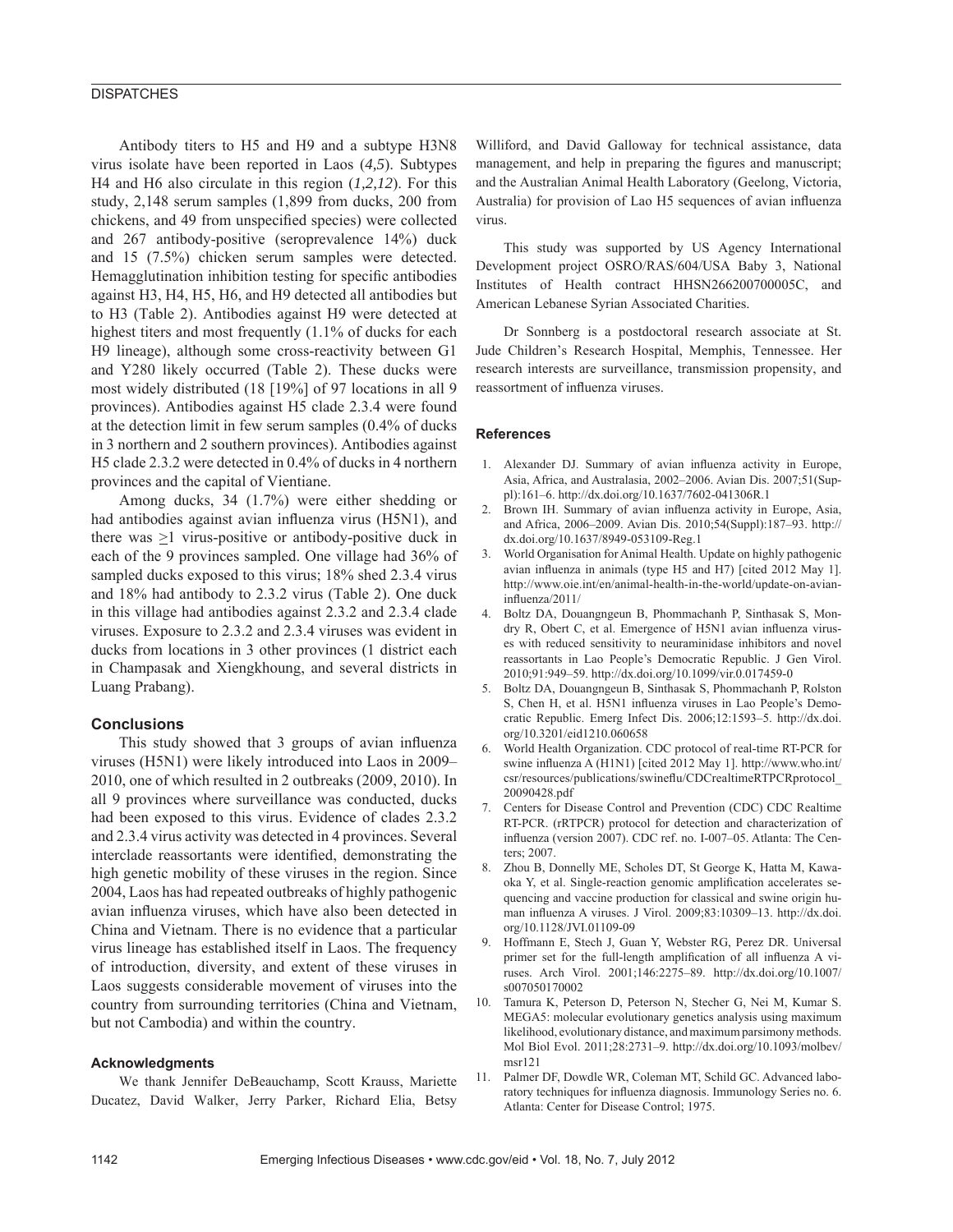Antibody titers to H5 and H9 and a subtype H3N8 virus isolate have been reported in Laos (*4,5*). Subtypes H4 and H6 also circulate in this region (*1,2,12*). For this study, 2,148 serum samples (1,899 from ducks, 200 from chickens, and 49 from unspecified species) were collected and 267 antibody-positive (seroprevalence 14%) duck and 15 (7.5%) chicken serum samples were detected. Hemagglutination inhibition testing for specific antibodies against H3, H4, H5, H6, and H9 detected all antibodies but to H3 (Table 2). Antibodies against H9 were detected at highest titers and most frequently (1.1% of ducks for each H9 lineage), although some cross-reactivity between G1 and Y280 likely occurred (Table 2). These ducks were most widely distributed (18 [19%] of 97 locations in all 9 provinces). Antibodies against H5 clade 2.3.4 were found at the detection limit in few serum samples (0.4% of ducks in 3 northern and 2 southern provinces). Antibodies against H5 clade 2.3.2 were detected in 0.4% of ducks in 4 northern provinces and the capital of Vientiane.

Among ducks, 34 (1.7%) were either shedding or had antibodies against avian influenza virus (H5N1), and there was $\geq$1 virus-positive or antibody-positive duck in each of the 9 provinces sampled. One village had 36% of sampled ducks exposed to this virus; 18% shed 2.3.4 virus and 18% had antibody to 2.3.2 virus (Table 2). One duck in this village had antibodies against 2.3.2 and 2.3.4 clade viruses. Exposure to 2.3.2 and 2.3.4 viruses was evident in ducks from locations in 3 other provinces (1 district each in Champasak and Xiengkhoung, and several districts in Luang Prabang).

## Conclusions

This study showed that 3 groups of avian influenza viruses (H5N1) were likely introduced into Laos in 2009–2010, one of which resulted in 2 outbreaks (2009, 2010). In all 9 provinces where surveillance was conducted, ducks had been exposed to this virus. Evidence of clades 2.3.2 and 2.3.4 virus activity was detected in 4 provinces. Several interclade reassortants were identified, demonstrating the high genetic mobility of these viruses in the region. Since 2004, Laos has had repeated outbreaks of highly pathogenic avian influenza viruses, which have also been detected in China and Vietnam. There is no evidence that a particular virus lineage has established itself in Laos. The frequency of introduction, diversity, and extent of these viruses in Laos suggests considerable movement of viruses into the country from surrounding territories (China and Vietnam, but not Cambodia) and within the country.

### Acknowledgments

We thank Jennifer DeBeauchamp, Scott Krauss, Mariette Ducatez, David Walker, Jerry Parker, Richard Elia, Betsy Williford, and David Galloway for technical assistance, data management, and help in preparing the figures and manuscript; and the Australian Animal Health Laboratory (Geelong, Victoria, Australia) for provision of Lao H5 sequences of avian influenza virus.

This study was supported by US Agency International Development project OSRO/RAS/604/USA Baby 3, National Institutes of Health contract HHSN266200700005C, and American Lebanese Syrian Associated Charities.

Dr Sonnberg is a postdoctoral research associate at St. Jude Children's Research Hospital, Memphis, Tennessee. Her research interests are surveillance, transmission propensity, and reassortment of influenza viruses.

### References

1. Alexander DJ. Summary of avian influenza activity in Europe, Asia, Africa, and Australasia, 2002–2006. Avian Dis. 2007;51(Suppl):161–6. http://dx.doi.org/10.1637/7602-041306R.1
2. Brown IH. Summary of avian influenza activity in Europe, Asia, and Africa, 2006–2009. Avian Dis. 2010;54(Suppl):187–93. http://dx.doi.org/10.1637/8949-053109-Reg.1
3. World Organisation for Animal Health. Update on highly pathogenic avian influenza in animals (type H5 and H7) [cited 2012 May 1]. http://www.oie.int/en/animal-health-in-the-world/update-on-avian-influenza/2011/
4. Boltz DA, Douangngeun B, Phommachanh P, Sinthasak S, Mondry R, Obert C, et al. Emergence of H5N1 avian influenza viruses with reduced sensitivity to neuraminidase inhibitors and novel reassortants in Lao People's Democratic Republic. J Gen Virol. 2010;91:949–59. http://dx.doi.org/10.1099/vir.0.017459-0
5. Boltz DA, Douangngeun B, Sinthasak S, Phommachanh P, Rolston S, Chen H, et al. H5N1 influenza viruses in Lao People's Democratic Republic. Emerg Infect Dis. 2006;12:1593–5. http://dx.doi.org/10.3201/eid1210.060658
6. World Health Organization. CDC protocol of real-time RT-PCR for swine influenza A (H1N1) [cited 2012 May 1]. http://www.who.int/csr/resources/publications/swineflu/CDCrealtimeRTPCRprotocol_20090428.pdf
7. Centers for Disease Control and Prevention (CDC) CDC Realtime RT-PCR. (rRTPCR) protocol for detection and characterization of influenza (version 2007). CDC ref. no. I-007–05. Atlanta: The Centers; 2007.
8. Zhou B, Donnelly ME, Scholes DT, St George K, Hatta M, Kawaoka Y, et al. Single-reaction genomic amplification accelerates sequencing and vaccine production for classical and swine origin human influenza A viruses. J Virol. 2009;83:10309–13. http://dx.doi.org/10.1128/JVI.01109-09
9. Hoffmann E, Stech J, Guan Y, Webster RG, Perez DR. Universal primer set for the full-length amplification of all influenza A viruses. Arch Virol. 2001;146:2275–89. http://dx.doi.org/10.1007/s007050170002
10. Tamura K, Peterson D, Peterson N, Stecher G, Nei M, Kumar S. MEGA5: molecular evolutionary genetics analysis using maximum likelihood, evolutionary distance, and maximum parsimony methods. Mol Biol Evol. 2011;28:2731–9. http://dx.doi.org/10.1093/molbev/msr121
11. Palmer DF, Dowdle WR, Coleman MT, Schild GC. Advanced laboratory techniques for influenza diagnosis. Immunology Series no. 6. Atlanta: Center for Disease Control; 1975.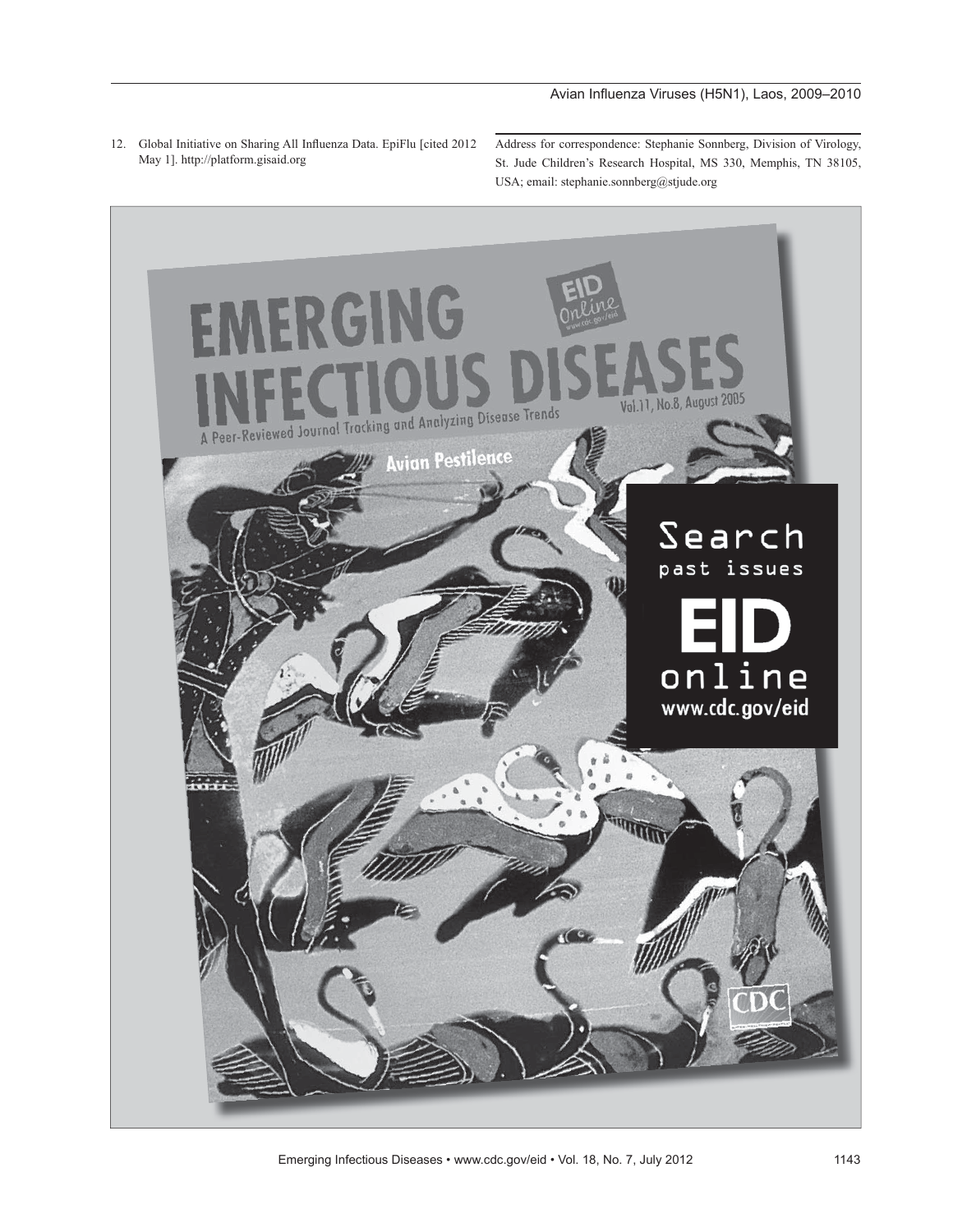12. Global Initiative on Sharing All Influenza Data. EpiFlu [cited 2012 May 1]. http://platform.gisaid.org

Address for correspondence: Stephanie Sonnberg, Division of Virology, St. Jude Children's Research Hospital, MS 330, Memphis, TN 38105, USA; email: stephanie.sonnberg@stjude.org

EMERGING INFECTIOUS DISEASES

A Peer-Reviewed Journal Tracking and Analyzing Disease Trends

Vol.11, No.8, August 2005

Avian Pestilence

Search past issues

EID online

www.cdc.gov/eid